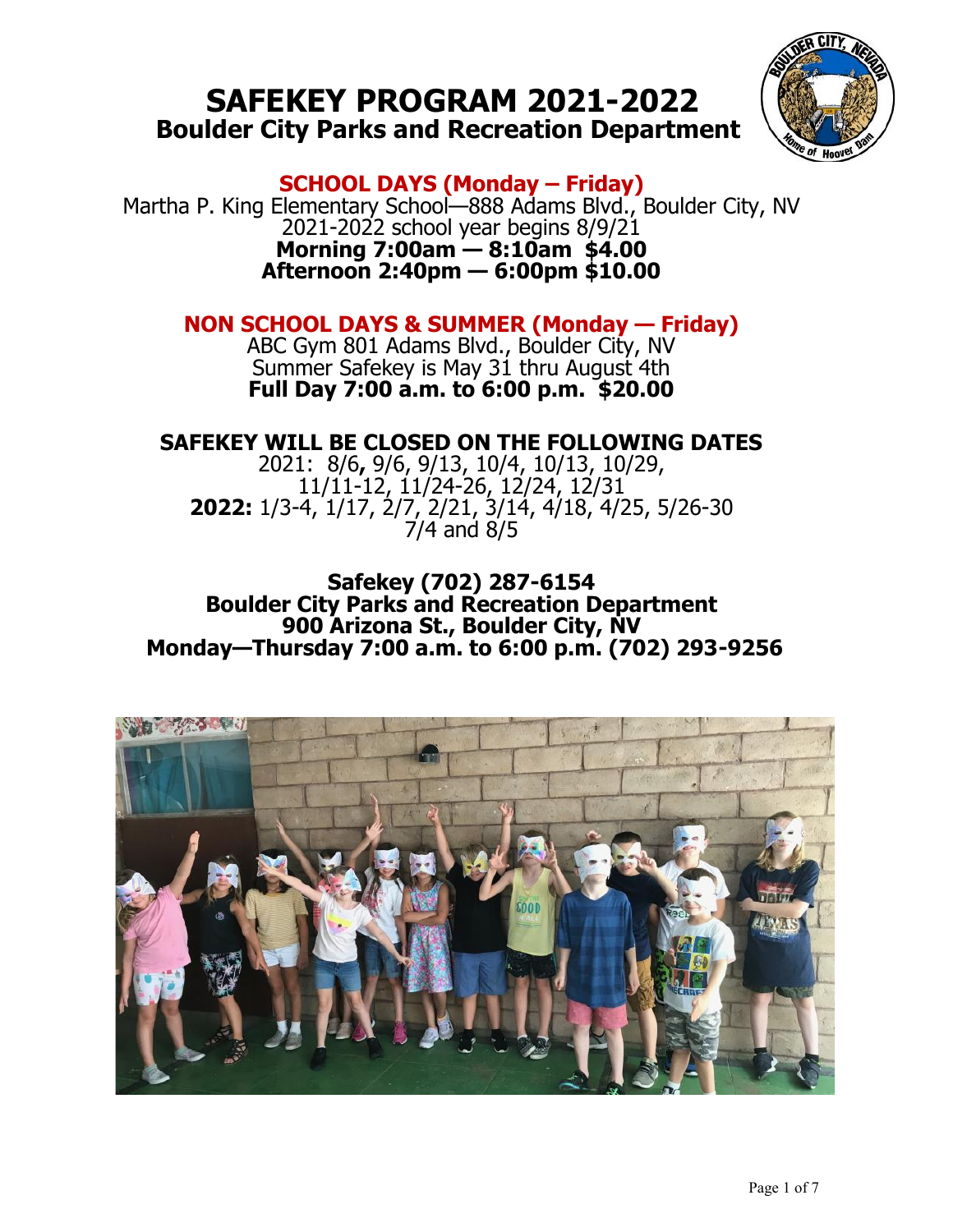# SAFEKEY PROGRAM 2021-2022

## Boulder City Parks and Recreation Department

### SCHOOL DAYS (Monday – Friday)

Martha P. King Elementary School—888 Adams Blvd., Boulder City, NV
2021-2022 school year begins 8/9/21
**Morning 7:00am — 8:10am $4.00**
**Afternoon 2:40pm — 6:00pm $10.00**

### NON SCHOOL DAYS & SUMMER (Monday — Friday)

ABC Gym 801 Adams Blvd., Boulder City, NV
Summer Safekey is May 31 thru August 4th
**Full Day 7:00 a.m. to 6:00 p.m. $20.00**

### SAFEKEY WILL BE CLOSED ON THE FOLLOWING DATES

2021: 8/6**,** 9/6, 9/13, 10/4, 10/13, 10/29, 11/11-12, 11/24-26, 12/24, 12/31
**2022:** 1/3-4, 1/17, 2/7, 2/21, 3/14, 4/18, 4/25, 5/26-30 7/4 and 8/5

**Safekey (702) 287-6154**
**Boulder City Parks and Recreation Department**
**900 Arizona St., Boulder City, NV**
**Monday—Thursday 7:00 a.m. to 6:00 p.m. (702) 293-9256**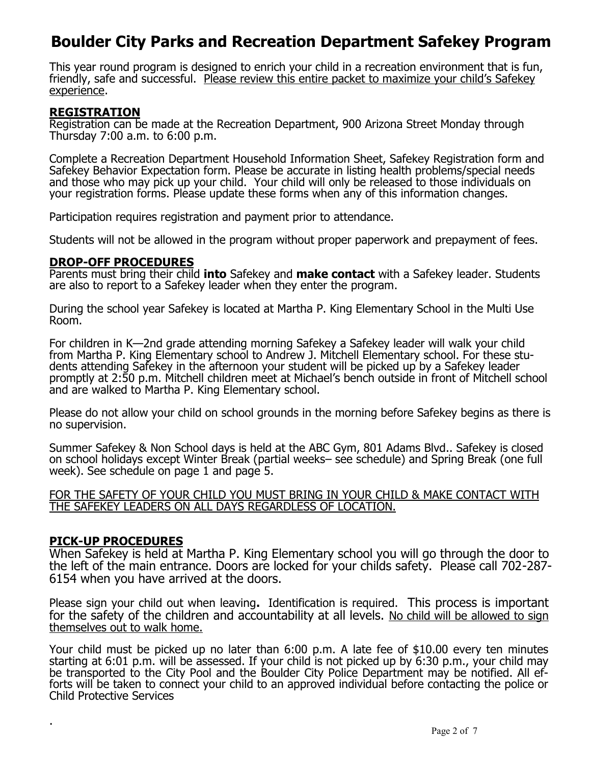# Boulder City Parks and Recreation Department Safekey Program

This year round program is designed to enrich your child in a recreation environment that is fun, friendly, safe and successful. <u>Please review this entire packet to maximize your child's Safekey experience</u>.

## REGISTRATION

Registration can be made at the Recreation Department, 900 Arizona Street Monday through Thursday 7:00 a.m. to 6:00 p.m.

Complete a Recreation Department Household Information Sheet, Safekey Registration form and Safekey Behavior Expectation form. Please be accurate in listing health problems/special needs and those who may pick up your child. Your child will only be released to those individuals on your registration forms. Please update these forms when any of this information changes.

Participation requires registration and payment prior to attendance.

Students will not be allowed in the program without proper paperwork and prepayment of fees.

## DROP-OFF PROCEDURES

Parents must bring their child **into** Safekey and **make contact** with a Safekey leader. Students are also to report to a Safekey leader when they enter the program.

During the school year Safekey is located at Martha P. King Elementary School in the Multi Use Room.

For children in K—2nd grade attending morning Safekey a Safekey leader will walk your child from Martha P. King Elementary school to Andrew J. Mitchell Elementary school. For these students attending Safekey in the afternoon your student will be picked up by a Safekey leader promptly at 2:50 p.m. Mitchell children meet at Michael's bench outside in front of Mitchell school and are walked to Martha P. King Elementary school.

Please do not allow your child on school grounds in the morning before Safekey begins as there is no supervision.

Summer Safekey & Non School days is held at the ABC Gym, 801 Adams Blvd.. Safekey is closed on school holidays except Winter Break (partial weeks– see schedule) and Spring Break (one full week). See schedule on page 1 and page 5.

<u>FOR THE SAFETY OF YOUR CHILD YOU MUST BRING IN YOUR CHILD & MAKE CONTACT WITH THE SAFEKEY LEADERS ON ALL DAYS REGARDLESS OF LOCATION.</u>

## PICK-UP PROCEDURES

When Safekey is held at Martha P. King Elementary school you will go through the door to the left of the main entrance. Doors are locked for your childs safety. Please call 702-287-6154 when you have arrived at the doors.

Please sign your child out when leaving**.** Identification is required. This process is important for the safety of the children and accountability at all levels. <u>No child will be allowed to sign themselves out to walk home.</u>

Your child must be picked up no later than 6:00 p.m. A late fee of $10.00 every ten minutes starting at 6:01 p.m. will be assessed. If your child is not picked up by 6:30 p.m., your child may be transported to the City Pool and the Boulder City Police Department may be notified. All efforts will be taken to connect your child to an approved individual before contacting the police or Child Protective Services

.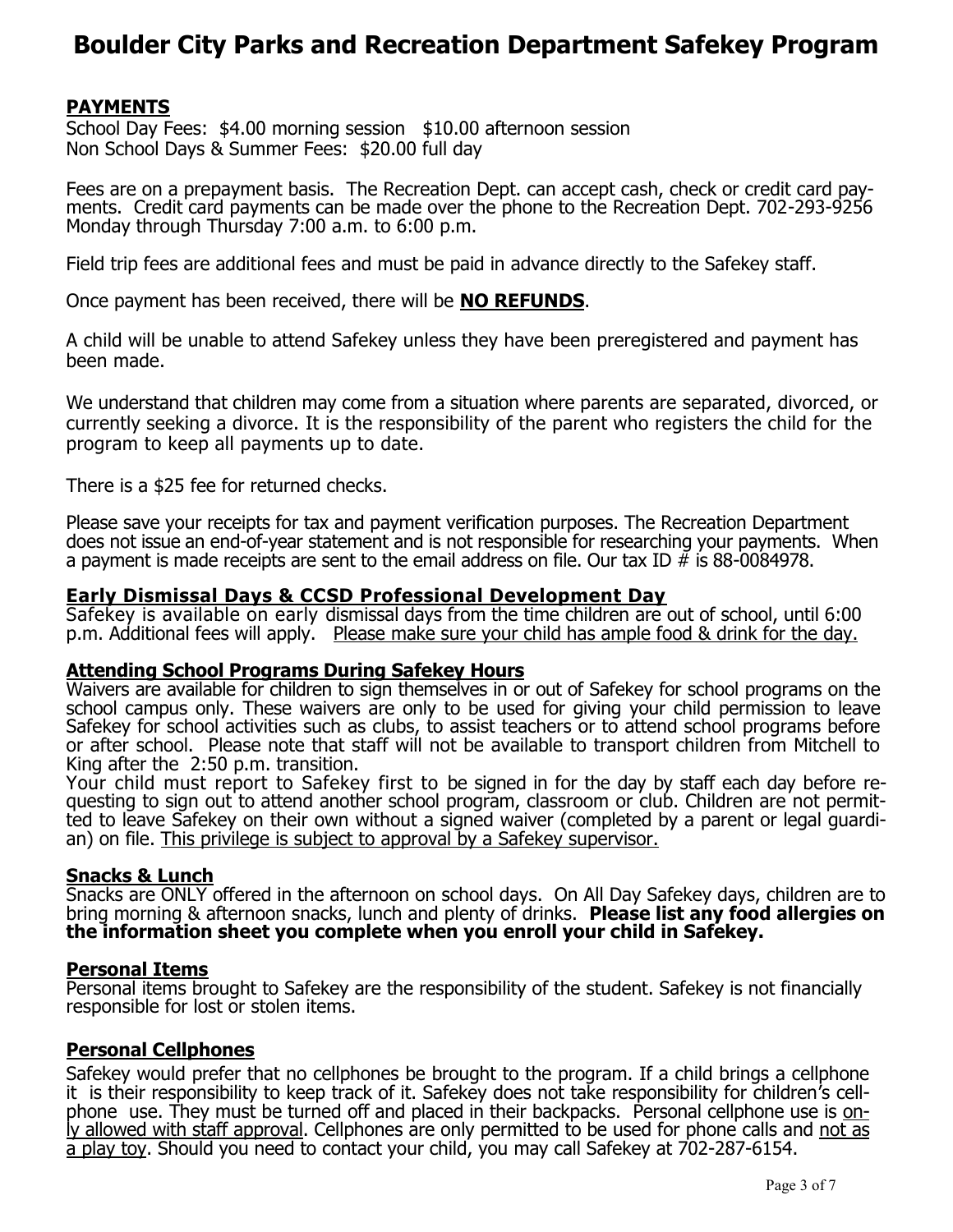# Boulder City Parks and Recreation Department Safekey Program

## PAYMENTS

School Day Fees: $4.00 morning session $10.00 afternoon session
Non School Days & Summer Fees: $20.00 full day

Fees are on a prepayment basis. The Recreation Dept. can accept cash, check or credit card payments. Credit card payments can be made over the phone to the Recreation Dept. 702-293-9256 Monday through Thursday 7:00 a.m. to 6:00 p.m.

Field trip fees are additional fees and must be paid in advance directly to the Safekey staff.

Once payment has been received, there will be **NO REFUNDS**.

A child will be unable to attend Safekey unless they have been preregistered and payment has been made.

We understand that children may come from a situation where parents are separated, divorced, or currently seeking a divorce. It is the responsibility of the parent who registers the child for the program to keep all payments up to date.

There is a $25 fee for returned checks.

Please save your receipts for tax and payment verification purposes. The Recreation Department does not issue an end-of-year statement and is not responsible for researching your payments. When a payment is made receipts are sent to the email address on file. Our tax ID # is 88-0084978.

## Early Dismissal Days & CCSD Professional Development Day

Safekey is available on early dismissal days from the time children are out of school, until 6:00 p.m. Additional fees will apply. Please make sure your child has ample food & drink for the day.

## Attending School Programs During Safekey Hours

Waivers are available for children to sign themselves in or out of Safekey for school programs on the school campus only. These waivers are only to be used for giving your child permission to leave Safekey for school activities such as clubs, to assist teachers or to attend school programs before or after school. Please note that staff will not be available to transport children from Mitchell to King after the 2:50 p.m. transition.

Your child must report to Safekey first to be signed in for the day by staff each day before requesting to sign out to attend another school program, classroom or club. Children are not permitted to leave Safekey on their own without a signed waiver (completed by a parent or legal guardian) on file. This privilege is subject to approval by a Safekey supervisor.

## Snacks & Lunch

Snacks are ONLY offered in the afternoon on school days. On All Day Safekey days, children are to bring morning & afternoon snacks, lunch and plenty of drinks. **Please list any food allergies on the information sheet you complete when you enroll your child in Safekey.**

## Personal Items

Personal items brought to Safekey are the responsibility of the student. Safekey is not financially responsible for lost or stolen items.

## Personal Cellphones

Safekey would prefer that no cellphones be brought to the program. If a child brings a cellphone it is their responsibility to keep track of it. Safekey does not take responsibility for children's cellphone use. They must be turned off and placed in their backpacks. Personal cellphone use is only allowed with staff approval. Cellphones are only permitted to be used for phone calls and not as a play toy. Should you need to contact your child, you may call Safekey at 702-287-6154.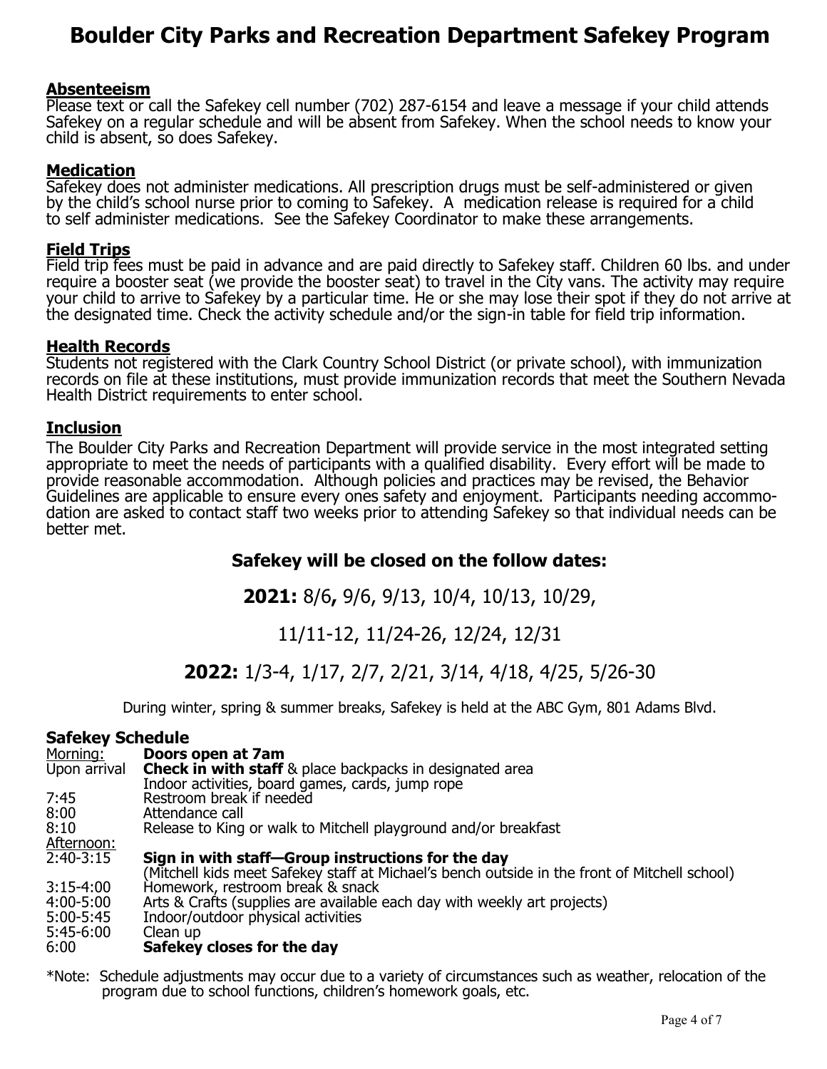# Boulder City Parks and Recreation Department Safekey Program

**Absenteeism**

Please text or call the Safekey cell number (702) 287-6154 and leave a message if your child attends Safekey on a regular schedule and will be absent from Safekey. When the school needs to know your child is absent, so does Safekey.

**Medication**

Safekey does not administer medications. All prescription drugs must be self-administered or given by the child's school nurse prior to coming to Safekey. A medication release is required for a child to self administer medications. See the Safekey Coordinator to make these arrangements.

**Field Trips**

Field trip fees must be paid in advance and are paid directly to Safekey staff. Children 60 lbs. and under require a booster seat (we provide the booster seat) to travel in the City vans. The activity may require your child to arrive to Safekey by a particular time. He or she may lose their spot if they do not arrive at the designated time. Check the activity schedule and/or the sign-in table for field trip information.

**Health Records**

Students not registered with the Clark Country School District (or private school), with immunization records on file at these institutions, must provide immunization records that meet the Southern Nevada Health District requirements to enter school.

**Inclusion**

The Boulder City Parks and Recreation Department will provide service in the most integrated setting appropriate to meet the needs of participants with a qualified disability. Every effort will be made to provide reasonable accommodation. Although policies and practices may be revised, the Behavior Guidelines are applicable to ensure every ones safety and enjoyment. Participants needing accommodation are asked to contact staff two weeks prior to attending Safekey so that individual needs can be better met.

## Safekey will be closed on the follow dates:

**2021:** 8/6**,** 9/6, 9/13, 10/4, 10/13, 10/29,

11/11-12, 11/24-26, 12/24, 12/31

**2022:** 1/3-4, 1/17, 2/7, 2/21, 3/14, 4/18, 4/25, 5/26-30

During winter, spring & summer breaks, Safekey is held at the ABC Gym, 801 Adams Blvd.

### Safekey Schedule

| | |
|---|---|
| Morning: | **Doors open at 7am** |
| Upon arrival | **Check in with staff** & place backpacks in designated area<br>Indoor activities, board games, cards, jump rope |
| 7:45 | Restroom break if needed |
| 8:00 | Attendance call |
| 8:10 | Release to King or walk to Mitchell playground and/or breakfast |
| Afternoon: | |
| 2:40-3:15 | **Sign in with staff—Group instructions for the day**<br>(Mitchell kids meet Safekey staff at Michael's bench outside in the front of Mitchell school) |
| 3:15-4:00 | Homework, restroom break & snack |
| 4:00-5:00 | Arts & Crafts (supplies are available each day with weekly art projects) |
| 5:00-5:45 | Indoor/outdoor physical activities |
| 5:45-6:00 | Clean up |
| 6:00 | **Safekey closes for the day** |

*Note: Schedule adjustments may occur due to a variety of circumstances such as weather, relocation of the program due to school functions, children's homework goals, etc.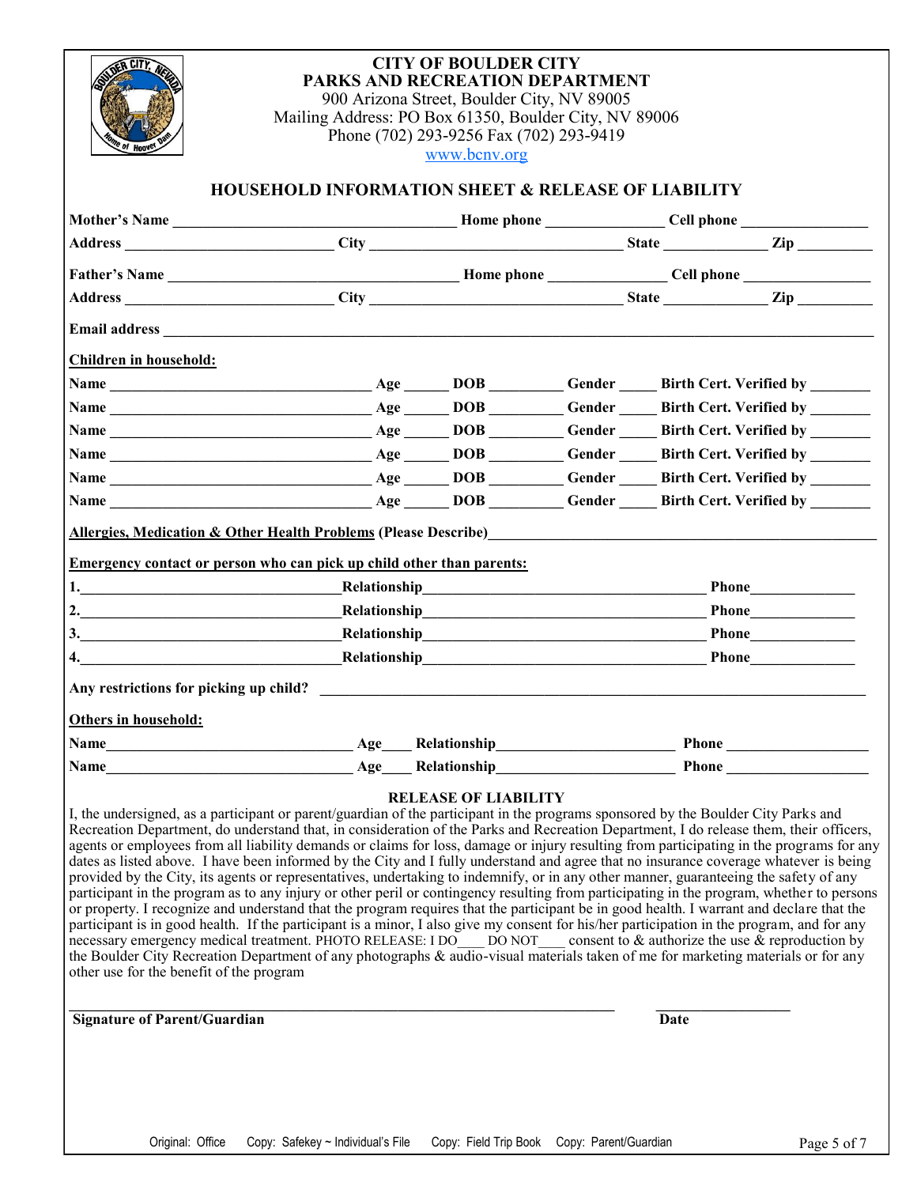**CITY OF BOULDER CITY**
**PARKS AND RECREATION DEPARTMENT**
900 Arizona Street, Boulder City, NV 89005
Mailing Address: PO Box 61350, Boulder City, NV 89006
Phone (702) 293-9256 Fax (702) 293-9419
www.bcnv.org

## HOUSEHOLD INFORMATION SHEET & RELEASE OF LIABILITY

**Mother's Name** ______________________ **Home phone** ____________ **Cell phone** ____________

**Address** ______________________ **City** ______________________ **State** __________ **Zip** ________

**Father's Name** ______________________ **Home phone** ____________ **Cell phone** ____________

**Address** ______________________ **City** ______________________ **State** __________ **Zip** ________

**Email address** ____________________________________________________________

**Children in household:**

**Name** ______________________ **Age** _____ **DOB** ________ **Gender** _____ **Birth Cert. Verified by** _______

**Name** ______________________ **Age** _____ **DOB** ________ **Gender** _____ **Birth Cert. Verified by** _______

**Name** ______________________ **Age** _____ **DOB** ________ **Gender** _____ **Birth Cert. Verified by** _______

**Name** ______________________ **Age** _____ **DOB** ________ **Gender** _____ **Birth Cert. Verified by** _______

**Name** ______________________ **Age** _____ **DOB** ________ **Gender** _____ **Birth Cert. Verified by** _______

**Name** ______________________ **Age** _____ **DOB** ________ **Gender** _____ **Birth Cert. Verified by** _______

**Allergies, Medication & Other Health Problems (Please Describe)** ____________________________________

**Emergency contact or person who can pick up child other than parents:**

**1.** ______________________ **Relationship** ______________________ **Phone** ____________

**2.** ______________________ **Relationship** ______________________ **Phone** ____________

**3.** ______________________ **Relationship** ______________________ **Phone** ____________

**4.** ______________________ **Relationship** ______________________ **Phone** ____________

**Any restrictions for picking up child?** ____________________________________________

**Others in household:**

**Name** ______________________ **Age** ____ **Relationship** ______________ **Phone** ____________

**Name** ______________________ **Age** ____ **Relationship** ______________ **Phone** ____________

### RELEASE OF LIABILITY

I, the undersigned, as a participant or parent/guardian of the participant in the programs sponsored by the Boulder City Parks and Recreation Department, do understand that, in consideration of the Parks and Recreation Department, I do release them, their officers, agents or employees from all liability demands or claims for loss, damage or injury resulting from participating in the programs for any dates as listed above. I have been informed by the City and I fully understand and agree that no insurance coverage whatever is being provided by the City, its agents or representatives, undertaking to indemnify, or in any other manner, guaranteeing the safety of any participant in the program as to any injury or other peril or contingency resulting from participating in the program, whether to persons or property. I recognize and understand that the program requires that the participant be in good health. I warrant and declare that the participant is in good health. If the participant is a minor, I also give my consent for his/her participation in the program, and for any necessary emergency medical treatment. PHOTO RELEASE: I DO____ DO NOT____ consent to & authorize the use & reproduction by the Boulder City Recreation Department of any photographs & audio-visual materials taken of me for marketing materials or for any other use for the benefit of the program

_____________________________________________ ______________

**Signature of Parent/Guardian** **Date**

Original: Office Copy: Safekey ~ Individual's File Copy: Field Trip Book Copy: Parent/Guardian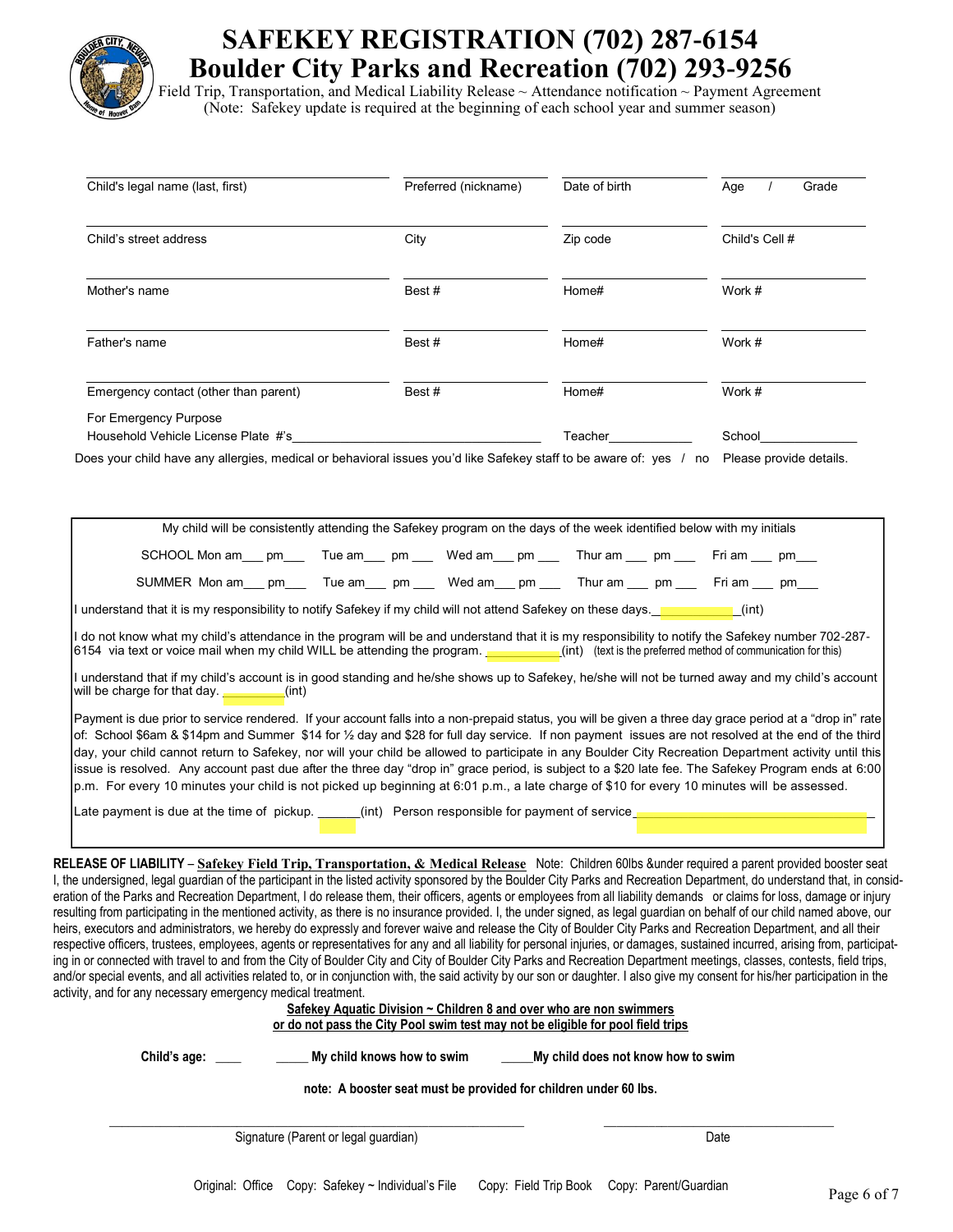# SAFEKEY REGISTRATION (702) 287-6154
# Boulder City Parks and Recreation (702) 293-9256

Field Trip, Transportation, and Medical Liability Release ~ Attendance notification ~ Payment Agreement
(Note: Safekey update is required at the beginning of each school year and summer season)

| Child's legal name (last, first) | Preferred (nickname) | Date of birth | Age / Grade |
|---|---|---|---|
| Child's street address | City | Zip code | Child's Cell # |
| Mother's name | Best # | Home# | Work # |
| Father's name | Best # | Home# | Work # |
| Emergency contact (other than parent) | Best # | Home# | Work # |

For Emergency Purpose
Household Vehicle License Plate #'s___________________________________ Teacher____________ School______________

Does your child have any allergies, medical or behavioral issues you'd like Safekey staff to be aware of: yes / no Please provide details.

My child will be consistently attending the Safekey program on the days of the week identified below with my initials

SCHOOL Mon am___ pm___ Tue am___ pm ___ Wed am___ pm ___ Thur am ___ pm ___ Fri am ___ pm___

SUMMER Mon am___ pm___ Tue am___ pm ___ Wed am___ pm ___ Thur am ___ pm ___ Fri am ___ pm___

I understand that it is my responsibility to notify Safekey if my child will not attend Safekey on these days.___________(int)

I do not know what my child's attendance in the program will be and understand that it is my responsibility to notify the Safekey number 702-287-6154 via text or voice mail when my child WILL be attending the program. __________(int) (text is the preferred method of communication for this)

I understand that if my child's account is in good standing and he/she shows up to Safekey, he/she will not be turned away and my child's account will be charge for that day. _________(int)

Payment is due prior to service rendered. If your account falls into a non-prepaid status, you will be given a three day grace period at a "drop in" rate of: School $6am & $14pm and Summer $14 for ½ day and $28 for full day service. If non payment issues are not resolved at the end of the third day, your child cannot return to Safekey, nor will your child be allowed to participate in any Boulder City Recreation Department activity until this issue is resolved. Any account past due after the three day "drop in" grace period, is subject to a $20 late fee. The Safekey Program ends at 6:00 p.m. For every 10 minutes your child is not picked up beginning at 6:01 p.m., a late charge of $10 for every 10 minutes will be assessed.

Late payment is due at the time of pickup. ______(int) Person responsible for payment of service_______________________________

**RELEASE OF LIABILITY** – **Safekey Field Trip, Transportation, & Medical Release** Note: Children 60lbs &under required a parent provided booster seat

I, the undersigned, legal guardian of the participant in the listed activity sponsored by the Boulder City Parks and Recreation Department, do understand that, in consideration of the Parks and Recreation Department, I do release them, their officers, agents or employees from all liability demands or claims for loss, damage or injury resulting from participating in the mentioned activity, as there is no insurance provided. I, the under signed, as legal guardian on behalf of our child named above, our heirs, executors and administrators, we hereby do expressly and forever waive and release the City of Boulder City Parks and Recreation Department, and all their respective officers, trustees, employees, agents or representatives for any and all liability for personal injuries, or damages, sustained incurred, arising from, participating in or connected with travel to and from the City of Boulder City and City of Boulder City Parks and Recreation Department meetings, classes, contests, field trips, and/or special events, and all activities related to, or in conjunction with, the said activity by our son or daughter. I also give my consent for his/her participation in the activity, and for any necessary emergency medical treatment.

**Safekey Aquatic Division ~ Children 8 and over who are non swimmers**
**or do not pass the City Pool swim test may not be eligible for pool field trips**

**Child's age:** ____ _____ **My child knows how to swim** _____ **My child does not know how to swim**

**note: A booster seat must be provided for children under 60 lbs.**

_______________________________________ _______________________
Signature (Parent or legal guardian) Date

Original: Office Copy: Safekey ~ Individual's File Copy: Field Trip Book Copy: Parent/Guardian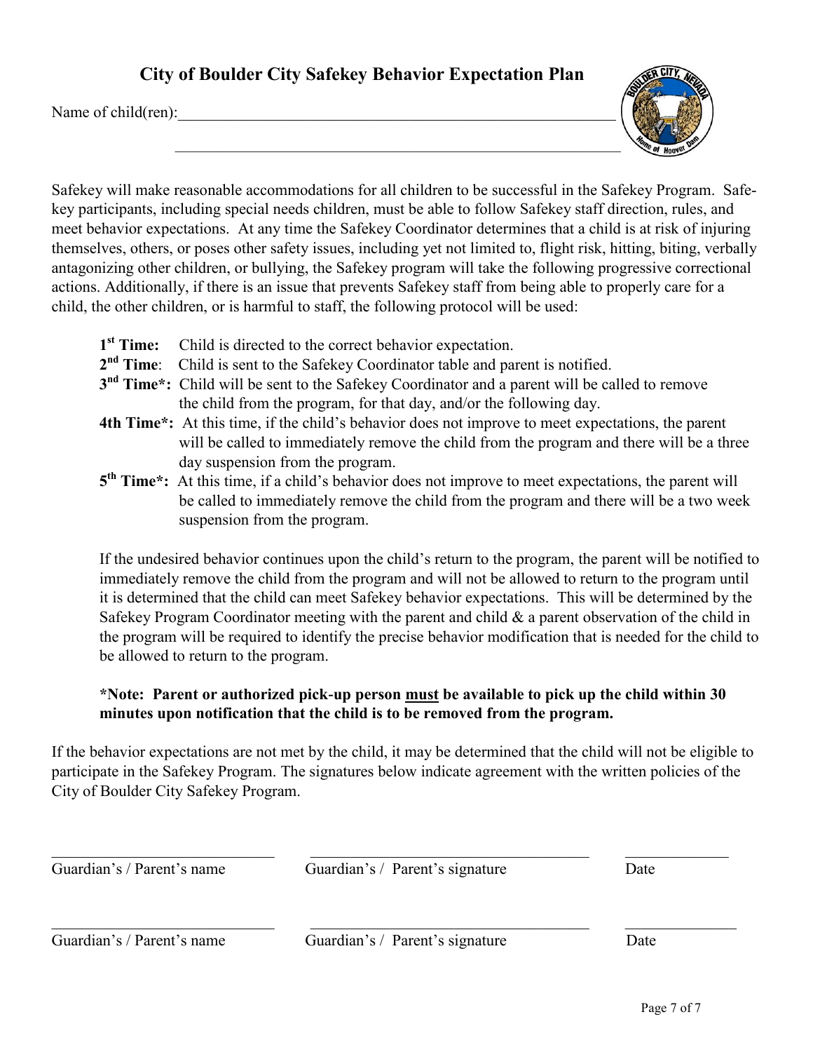# City of Boulder City Safekey Behavior Expectation Plan

Name of child(ren):\_\_\_\_\_\_\_\_\_\_\_\_\_\_\_\_\_\_\_\_\_\_\_\_\_\_\_\_\_\_\_\_\_\_\_\_\_\_\_\_\_\_\_\_\_\_\_\_\_\_\_\_

\_\_\_\_\_\_\_\_\_\_\_\_\_\_\_\_\_\_\_\_\_\_\_\_\_\_\_\_\_\_\_\_\_\_\_\_\_\_\_\_\_\_\_\_\_\_\_\_\_\_\_\_

Safekey will make reasonable accommodations for all children to be successful in the Safekey Program. Safekey participants, including special needs children, must be able to follow Safekey staff direction, rules, and meet behavior expectations. At any time the Safekey Coordinator determines that a child is at risk of injuring themselves, others, or poses other safety issues, including yet not limited to, flight risk, hitting, biting, verbally antagonizing other children, or bullying, the Safekey program will take the following progressive correctional actions. Additionally, if there is an issue that prevents Safekey staff from being able to properly care for a child, the other children, or is harmful to staff, the following protocol will be used:

- **1st Time:** Child is directed to the correct behavior expectation.
- **2nd Time**: Child is sent to the Safekey Coordinator table and parent is notified.
- **3rd Time*:** Child will be sent to the Safekey Coordinator and a parent will be called to remove the child from the program, for that day, and/or the following day.
- **4th Time*:** At this time, if the child's behavior does not improve to meet expectations, the parent will be called to immediately remove the child from the program and there will be a three day suspension from the program.
- **5th Time*:** At this time, if a child's behavior does not improve to meet expectations, the parent will be called to immediately remove the child from the program and there will be a two week suspension from the program.

If the undesired behavior continues upon the child's return to the program, the parent will be notified to immediately remove the child from the program and will not be allowed to return to the program until it is determined that the child can meet Safekey behavior expectations. This will be determined by the Safekey Program Coordinator meeting with the parent and child & a parent observation of the child in the program will be required to identify the precise behavior modification that is needed for the child to be allowed to return to the program.

**\*Note: Parent or authorized pick-up person <u>must</u> be available to pick up the child within 30 minutes upon notification that the child is to be removed from the program.**

If the behavior expectations are not met by the child, it may be determined that the child will not be eligible to participate in the Safekey Program. The signatures below indicate agreement with the written policies of the City of Boulder City Safekey Program.

| | | |
|---|---|---|
| \_\_\_\_\_\_\_\_\_\_\_\_\_\_\_\_\_\_\_\_ | \_\_\_\_\_\_\_\_\_\_\_\_\_\_\_\_\_\_\_\_\_\_\_\_\_\_ | \_\_\_\_\_\_\_\_\_\_ |
| Guardian's / Parent's name | Guardian's / Parent's signature | Date |
| \_\_\_\_\_\_\_\_\_\_\_\_\_\_\_\_\_\_\_\_ | \_\_\_\_\_\_\_\_\_\_\_\_\_\_\_\_\_\_\_\_\_\_\_\_\_\_ | \_\_\_\_\_\_\_\_\_\_ |
| Guardian's / Parent's name | Guardian's / Parent's signature | Date |